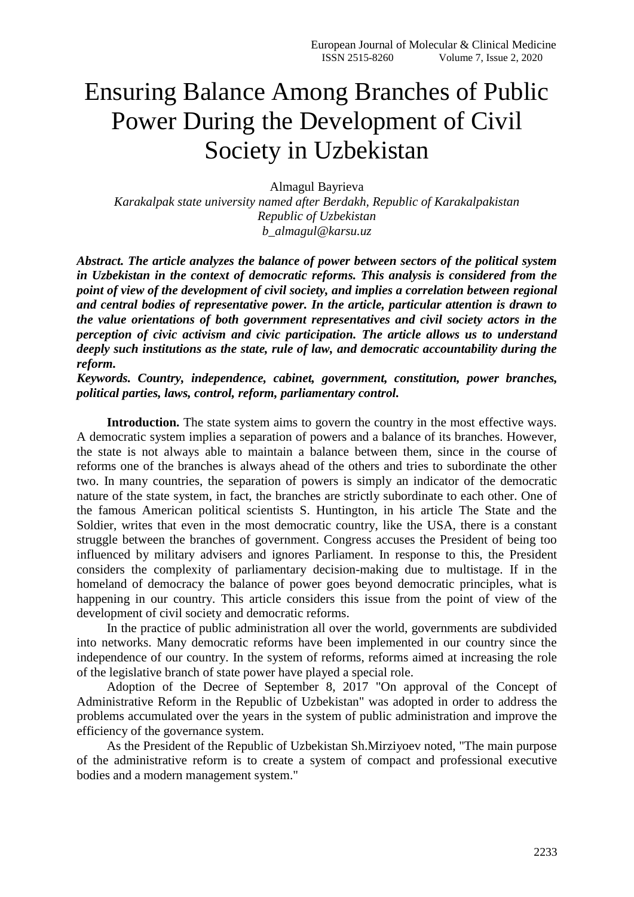# Ensuring Balance Among Branches of Public Power During the Development of Civil Society in Uzbekistan

Almagul Bayrieva

*Karakalpak state university named after Berdakh, Republic of Karakalpakistan*
*Republic of Uzbekistan*
*b_almagul@karsu.uz*

***Abstract. The article analyzes the balance of power between sectors of the political system in Uzbekistan in the context of democratic reforms. This analysis is considered from the point of view of the development of civil society, and implies a correlation between regional and central bodies of representative power. In the article, particular attention is drawn to the value orientations of both government representatives and civil society actors in the perception of civic activism and civic participation. The article allows us to understand deeply such institutions as the state, rule of law, and democratic accountability during the reform.***

***Keywords. Country, independence, cabinet, government, constitution, power branches, political parties, laws, control, reform, parliamentary control.***

**Introduction.** The state system aims to govern the country in the most effective ways. A democratic system implies a separation of powers and a balance of its branches. However, the state is not always able to maintain a balance between them, since in the course of reforms one of the branches is always ahead of the others and tries to subordinate the other two. In many countries, the separation of powers is simply an indicator of the democratic nature of the state system, in fact, the branches are strictly subordinate to each other. One of the famous American political scientists S. Huntington, in his article The State and the Soldier, writes that even in the most democratic country, like the USA, there is a constant struggle between the branches of government. Congress accuses the President of being too influenced by military advisers and ignores Parliament. In response to this, the President considers the complexity of parliamentary decision-making due to multistage. If in the homeland of democracy the balance of power goes beyond democratic principles, what is happening in our country. This article considers this issue from the point of view of the development of civil society and democratic reforms.

In the practice of public administration all over the world, governments are subdivided into networks. Many democratic reforms have been implemented in our country since the independence of our country. In the system of reforms, reforms aimed at increasing the role of the legislative branch of state power have played a special role.

Adoption of the Decree of September 8, 2017 "On approval of the Concept of Administrative Reform in the Republic of Uzbekistan" was adopted in order to address the problems accumulated over the years in the system of public administration and improve the efficiency of the governance system.

As the President of the Republic of Uzbekistan Sh.Mirziyoev noted, "The main purpose of the administrative reform is to create a system of compact and professional executive bodies and a modern management system."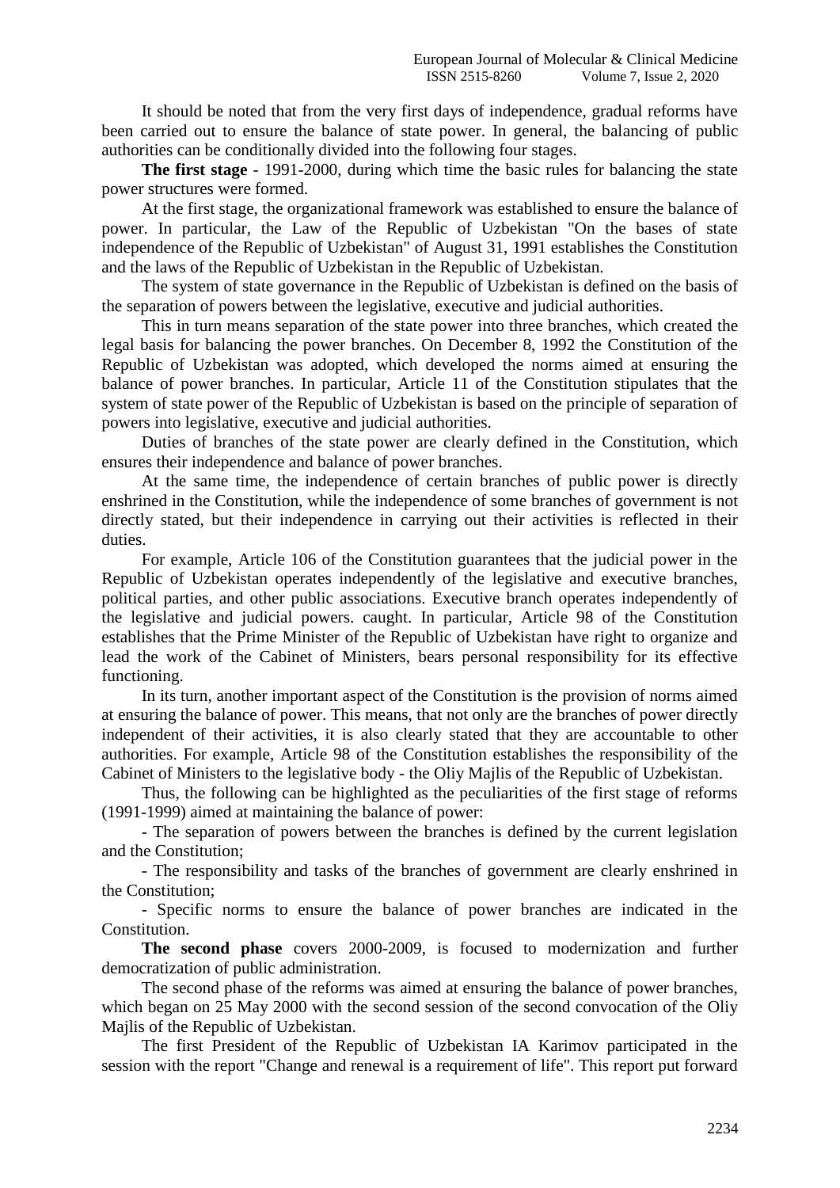It should be noted that from the very first days of independence, gradual reforms have been carried out to ensure the balance of state power. In general, the balancing of public authorities can be conditionally divided into the following four stages.

**The first stage** - 1991-2000, during which time the basic rules for balancing the state power structures were formed.

At the first stage, the organizational framework was established to ensure the balance of power. In particular, the Law of the Republic of Uzbekistan "On the bases of state independence of the Republic of Uzbekistan" of August 31, 1991 establishes the Constitution and the laws of the Republic of Uzbekistan in the Republic of Uzbekistan.

The system of state governance in the Republic of Uzbekistan is defined on the basis of the separation of powers between the legislative, executive and judicial authorities.

This in turn means separation of the state power into three branches, which created the legal basis for balancing the power branches. On December 8, 1992 the Constitution of the Republic of Uzbekistan was adopted, which developed the norms aimed at ensuring the balance of power branches. In particular, Article 11 of the Constitution stipulates that the system of state power of the Republic of Uzbekistan is based on the principle of separation of powers into legislative, executive and judicial authorities.

Duties of branches of the state power are clearly defined in the Constitution, which ensures their independence and balance of power branches.

At the same time, the independence of certain branches of public power is directly enshrined in the Constitution, while the independence of some branches of government is not directly stated, but their independence in carrying out their activities is reflected in their duties.

For example, Article 106 of the Constitution guarantees that the judicial power in the Republic of Uzbekistan operates independently of the legislative and executive branches, political parties, and other public associations. Executive branch operates independently of the legislative and judicial powers. caught. In particular, Article 98 of the Constitution establishes that the Prime Minister of the Republic of Uzbekistan have right to organize and lead the work of the Cabinet of Ministers, bears personal responsibility for its effective functioning.

In its turn, another important aspect of the Constitution is the provision of norms aimed at ensuring the balance of power. This means, that not only are the branches of power directly independent of their activities, it is also clearly stated that they are accountable to other authorities. For example, Article 98 of the Constitution establishes the responsibility of the Cabinet of Ministers to the legislative body - the Oliy Majlis of the Republic of Uzbekistan.

Thus, the following can be highlighted as the peculiarities of the first stage of reforms (1991-1999) aimed at maintaining the balance of power:

- The separation of powers between the branches is defined by the current legislation and the Constitution;
- The responsibility and tasks of the branches of government are clearly enshrined in the Constitution;
- Specific norms to ensure the balance of power branches are indicated in the Constitution.

**The second phase** covers 2000-2009, is focused to modernization and further democratization of public administration.

The second phase of the reforms was aimed at ensuring the balance of power branches, which began on 25 May 2000 with the second session of the second convocation of the Oliy Majlis of the Republic of Uzbekistan.

The first President of the Republic of Uzbekistan IA Karimov participated in the session with the report "Change and renewal is a requirement of life". This report put forward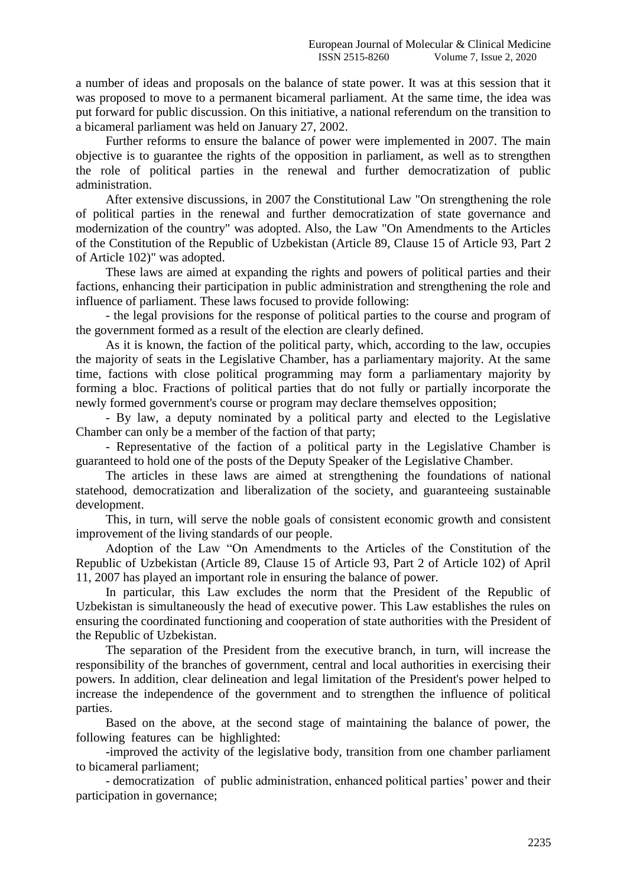a number of ideas and proposals on the balance of state power. It was at this session that it was proposed to move to a permanent bicameral parliament. At the same time, the idea was put forward for public discussion. On this initiative, a national referendum on the transition to a bicameral parliament was held on January 27, 2002.

Further reforms to ensure the balance of power were implemented in 2007. The main objective is to guarantee the rights of the opposition in parliament, as well as to strengthen the role of political parties in the renewal and further democratization of public administration.

After extensive discussions, in 2007 the Constitutional Law "On strengthening the role of political parties in the renewal and further democratization of state governance and modernization of the country" was adopted. Also, the Law "On Amendments to the Articles of the Constitution of the Republic of Uzbekistan (Article 89, Clause 15 of Article 93, Part 2 of Article 102)" was adopted.

These laws are aimed at expanding the rights and powers of political parties and their factions, enhancing their participation in public administration and strengthening the role and influence of parliament. These laws focused to provide following:

- the legal provisions for the response of political parties to the course and program of the government formed as a result of the election are clearly defined.

As it is known, the faction of the political party, which, according to the law, occupies the majority of seats in the Legislative Chamber, has a parliamentary majority. At the same time, factions with close political programming may form a parliamentary majority by forming a bloc. Fractions of political parties that do not fully or partially incorporate the newly formed government's course or program may declare themselves opposition;

- By law, a deputy nominated by a political party and elected to the Legislative Chamber can only be a member of the faction of that party;

- Representative of the faction of a political party in the Legislative Chamber is guaranteed to hold one of the posts of the Deputy Speaker of the Legislative Chamber.

The articles in these laws are aimed at strengthening the foundations of national statehood, democratization and liberalization of the society, and guaranteeing sustainable development.

This, in turn, will serve the noble goals of consistent economic growth and consistent improvement of the living standards of our people.

Adoption of the Law "On Amendments to the Articles of the Constitution of the Republic of Uzbekistan (Article 89, Clause 15 of Article 93, Part 2 of Article 102) of April 11, 2007 has played an important role in ensuring the balance of power.

In particular, this Law excludes the norm that the President of the Republic of Uzbekistan is simultaneously the head of executive power. This Law establishes the rules on ensuring the coordinated functioning and cooperation of state authorities with the President of the Republic of Uzbekistan.

The separation of the President from the executive branch, in turn, will increase the responsibility of the branches of government, central and local authorities in exercising their powers. In addition, clear delineation and legal limitation of the President's power helped to increase the independence of the government and to strengthen the influence of political parties.

Based on the above, at the second stage of maintaining the balance of power, the following features can be highlighted:

-improved the activity of the legislative body, transition from one chamber parliament to bicameral parliament;

- democratization of public administration, enhanced political parties' power and their participation in governance;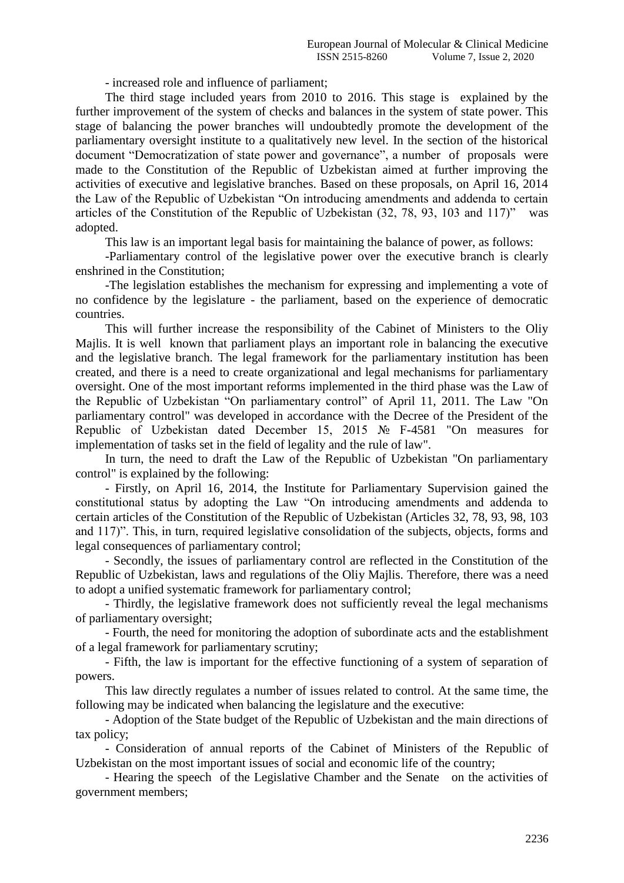- increased role and influence of parliament;

The third stage included years from 2010 to 2016. This stage is explained by the further improvement of the system of checks and balances in the system of state power. This stage of balancing the power branches will undoubtedly promote the development of the parliamentary oversight institute to a qualitatively new level. In the section of the historical document "Democratization of state power and governance", a number of proposals were made to the Constitution of the Republic of Uzbekistan aimed at further improving the activities of executive and legislative branches. Based on these proposals, on April 16, 2014 the Law of the Republic of Uzbekistan "On introducing amendments and addenda to certain articles of the Constitution of the Republic of Uzbekistan (32, 78, 93, 103 and 117)" was adopted.

This law is an important legal basis for maintaining the balance of power, as follows:

-Parliamentary control of the legislative power over the executive branch is clearly enshrined in the Constitution;

-The legislation establishes the mechanism for expressing and implementing a vote of no confidence by the legislature - the parliament, based on the experience of democratic countries.

This will further increase the responsibility of the Cabinet of Ministers to the Oliy Majlis. It is well known that parliament plays an important role in balancing the executive and the legislative branch. The legal framework for the parliamentary institution has been created, and there is a need to create organizational and legal mechanisms for parliamentary oversight. One of the most important reforms implemented in the third phase was the Law of the Republic of Uzbekistan "On parliamentary control" of April 11, 2011. The Law "On parliamentary control" was developed in accordance with the Decree of the President of the Republic of Uzbekistan dated December 15, 2015 № F-4581 "On measures for implementation of tasks set in the field of legality and the rule of law".

In turn, the need to draft the Law of the Republic of Uzbekistan "On parliamentary control" is explained by the following:

- Firstly, on April 16, 2014, the Institute for Parliamentary Supervision gained the constitutional status by adopting the Law "On introducing amendments and addenda to certain articles of the Constitution of the Republic of Uzbekistan (Articles 32, 78, 93, 98, 103 and 117)". This, in turn, required legislative consolidation of the subjects, objects, forms and legal consequences of parliamentary control;

- Secondly, the issues of parliamentary control are reflected in the Constitution of the Republic of Uzbekistan, laws and regulations of the Oliy Majlis. Therefore, there was a need to adopt a unified systematic framework for parliamentary control;

- Thirdly, the legislative framework does not sufficiently reveal the legal mechanisms of parliamentary oversight;

- Fourth, the need for monitoring the adoption of subordinate acts and the establishment of a legal framework for parliamentary scrutiny;

- Fifth, the law is important for the effective functioning of a system of separation of powers.

This law directly regulates a number of issues related to control. At the same time, the following may be indicated when balancing the legislature and the executive:

- Adoption of the State budget of the Republic of Uzbekistan and the main directions of tax policy;

- Consideration of annual reports of the Cabinet of Ministers of the Republic of Uzbekistan on the most important issues of social and economic life of the country;

- Hearing the speech of the Legislative Chamber and the Senate on the activities of government members;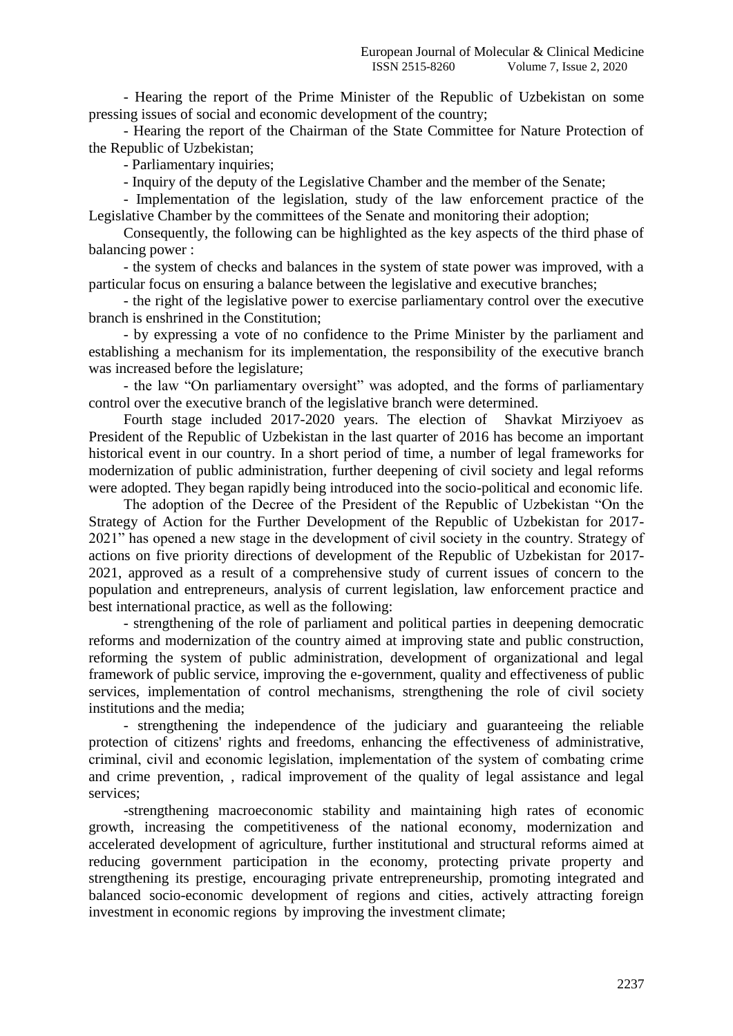- Hearing the report of the Prime Minister of the Republic of Uzbekistan on some pressing issues of social and economic development of the country;

- Hearing the report of the Chairman of the State Committee for Nature Protection of the Republic of Uzbekistan;

- Parliamentary inquiries;

- Inquiry of the deputy of the Legislative Chamber and the member of the Senate;

- Implementation of the legislation, study of the law enforcement practice of the Legislative Chamber by the committees of the Senate and monitoring their adoption;

Consequently, the following can be highlighted as the key aspects of the third phase of balancing power :

- the system of checks and balances in the system of state power was improved, with a particular focus on ensuring a balance between the legislative and executive branches;

- the right of the legislative power to exercise parliamentary control over the executive branch is enshrined in the Constitution;

- by expressing a vote of no confidence to the Prime Minister by the parliament and establishing a mechanism for its implementation, the responsibility of the executive branch was increased before the legislature;

- the law "On parliamentary oversight" was adopted, and the forms of parliamentary control over the executive branch of the legislative branch were determined.

Fourth stage included 2017-2020 years. The election of Shavkat Mirziyoev as President of the Republic of Uzbekistan in the last quarter of 2016 has become an important historical event in our country. In a short period of time, a number of legal frameworks for modernization of public administration, further deepening of civil society and legal reforms were adopted. They began rapidly being introduced into the socio-political and economic life.

The adoption of the Decree of the President of the Republic of Uzbekistan "On the Strategy of Action for the Further Development of the Republic of Uzbekistan for 2017-2021" has opened a new stage in the development of civil society in the country. Strategy of actions on five priority directions of development of the Republic of Uzbekistan for 2017-2021, approved as a result of a comprehensive study of current issues of concern to the population and entrepreneurs, analysis of current legislation, law enforcement practice and best international practice, as well as the following:

- strengthening of the role of parliament and political parties in deepening democratic reforms and modernization of the country aimed at improving state and public construction, reforming the system of public administration, development of organizational and legal framework of public service, improving the e-government, quality and effectiveness of public services, implementation of control mechanisms, strengthening the role of civil society institutions and the media;

- strengthening the independence of the judiciary and guaranteeing the reliable protection of citizens' rights and freedoms, enhancing the effectiveness of administrative, criminal, civil and economic legislation, implementation of the system of combating crime and crime prevention, , radical improvement of the quality of legal assistance and legal services;

-strengthening macroeconomic stability and maintaining high rates of economic growth, increasing the competitiveness of the national economy, modernization and accelerated development of agriculture, further institutional and structural reforms aimed at reducing government participation in the economy, protecting private property and strengthening its prestige, encouraging private entrepreneurship, promoting integrated and balanced socio-economic development of regions and cities, actively attracting foreign investment in economic regions by improving the investment climate;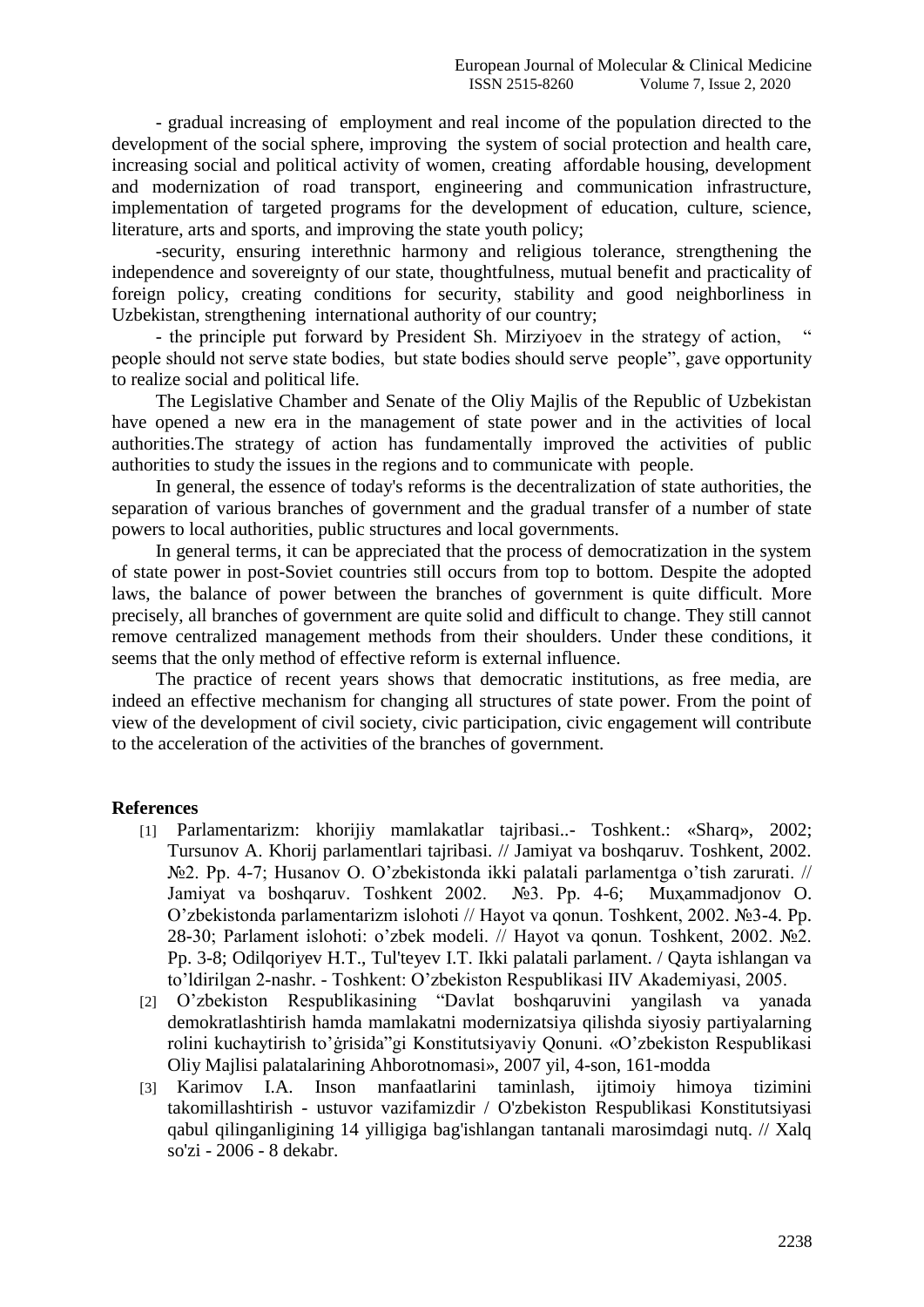- gradual increasing of employment and real income of the population directed to the development of the social sphere, improving the system of social protection and health care, increasing social and political activity of women, creating affordable housing, development and modernization of road transport, engineering and communication infrastructure, implementation of targeted programs for the development of education, culture, science, literature, arts and sports, and improving the state youth policy;

-security, ensuring interethnic harmony and religious tolerance, strengthening the independence and sovereignty of our state, thoughtfulness, mutual benefit and practicality of foreign policy, creating conditions for security, stability and good neighborliness in Uzbekistan, strengthening international authority of our country;

- the principle put forward by President Sh. Mirziyoev in the strategy of action, " people should not serve state bodies, but state bodies should serve people", gave opportunity to realize social and political life.

The Legislative Chamber and Senate of the Oliy Majlis of the Republic of Uzbekistan have opened a new era in the management of state power and in the activities of local authorities.The strategy of action has fundamentally improved the activities of public authorities to study the issues in the regions and to communicate with people.

In general, the essence of today's reforms is the decentralization of state authorities, the separation of various branches of government and the gradual transfer of a number of state powers to local authorities, public structures and local governments.

In general terms, it can be appreciated that the process of democratization in the system of state power in post-Soviet countries still occurs from top to bottom. Despite the adopted laws, the balance of power between the branches of government is quite difficult. More precisely, all branches of government are quite solid and difficult to change. They still cannot remove centralized management methods from their shoulders. Under these conditions, it seems that the only method of effective reform is external influence.

The practice of recent years shows that democratic institutions, as free media, are indeed an effective mechanism for changing all structures of state power. From the point of view of the development of civil society, civic participation, civic engagement will contribute to the acceleration of the activities of the branches of government.

## References

[1] Parlamentarizm: khorijiy mamlakatlar tajribasi..- Toshkent.: «Sharq», 2002; Tursunov A. Khorij parlamentlari tajribasi. // Jamiyat va boshqaruv. Toshkent, 2002. №2. Pp. 4-7; Husanov O. O'zbekistonda ikki palatali parlamentga o'tish zarurati. // Jamiyat va boshqaruv. Toshkent 2002. №3. Pp. 4-6; Muxammadjonov O. O'zbekistonda parlamentarizm islohoti // Hayot va qonun. Toshkent, 2002. №3-4. Pp. 28-30; Parlament islohoti: o'zbek modeli. // Hayot va qonun. Toshkent, 2002. №2. Pp. 3-8; Odilqoriyev H.T., Tul'teyev I.T. Ikki palatali parlament. / Qayta ishlangan va to'ldirilgan 2-nashr. - Toshkent: O'zbekiston Respublikasi IIV Akademiyasi, 2005.

[2] O'zbekiston Respublikasining "Davlat boshqaruvini yangilash va yanada demokratlashtirish hamda mamlakatni modernizatsiya qilishda siyosiy partiyalarning rolini kuchaytirish to'ġrisida"gi Konstitutsiyaviy Qonuni. «O'zbekiston Respublikasi Oliy Majlisi palatalarining Ahborotnomasi», 2007 yil, 4-son, 161-modda

[3] Karimov I.A. Inson manfaatlarini taminlash, ijtimoiy himoya tizimini takomillashtirish - ustuvor vazifamizdir / O'zbekiston Respublikasi Konstitutsiyasi qabul qilinganligining 14 yilligiga bag'ishlangan tantanali marosimdagi nutq. // Xalq so'zi - 2006 - 8 dekabr.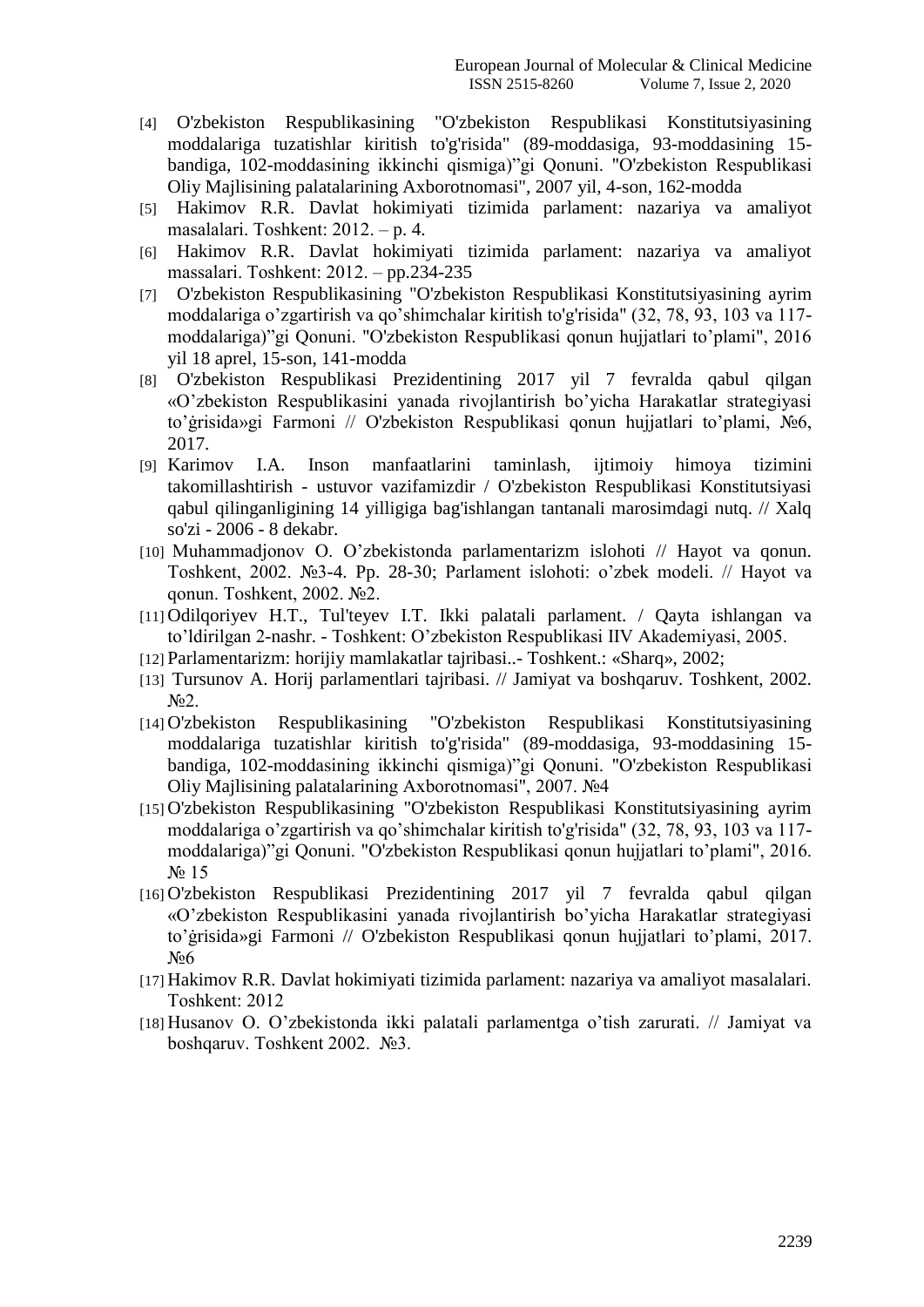[4] O'zbekiston Respublikasining "O'zbekiston Respublikasi Konstitutsiyasining moddalariga tuzatishlar kiritish to'g'risida" (89-moddasiga, 93-moddasining 15-bandiga, 102-moddasining ikkinchi qismiga)"gi Qonuni. "O'zbekiston Respublikasi Oliy Majlisining palatalarining Axborotnomasi", 2007 yil, 4-son, 162-modda

[5] Hakimov R.R. Davlat hokimiyati tizimida parlament: nazariya va amaliyot masalalari. Toshkent: 2012. – p. 4.

[6] Hakimov R.R. Davlat hokimiyati tizimida parlament: nazariya va amaliyot massalari. Toshkent: 2012. – pp.234-235

[7] O'zbekiston Respublikasining "O'zbekiston Respublikasi Konstitutsiyasining ayrim moddalariga o'zgartirish va qo'shimchalar kiritish to'g'risida" (32, 78, 93, 103 va 117-moddalariga)"gi Qonuni. "O'zbekiston Respublikasi qonun hujjatlari to'plami", 2016 yil 18 aprel, 15-son, 141-modda

[8] O'zbekiston Respublikasi Prezidentining 2017 yil 7 fevralda qabul qilgan «O'zbekiston Respublikasini yanada rivojlantirish bo'yicha Harakatlar strategiyasi to'ġrisida»gi Farmoni // O'zbekiston Respublikasi qonun hujjatlari to'plami, №6, 2017.

[9] Karimov I.A. Inson manfaatlarini taminlash, ijtimoiy himoya tizimini takomillashtirish - ustuvor vazifamizdir / O'zbekiston Respublikasi Konstitutsiyasi qabul qilinganligining 14 yilligiga bag'ishlangan tantanali marosimdagi nutq. // Xalq so'zi - 2006 - 8 dekabr.

[10] Muhammadjonov O. O'zbekistonda parlamentarizm islohoti // Hayot va qonun. Toshkent, 2002. №3-4. Pp. 28-30; Parlament islohoti: o'zbek modeli. // Hayot va qonun. Toshkent, 2002. №2.

[11] Odilqoriyev H.T., Tul'teyev I.T. Ikki palatali parlament. / Qayta ishlangan va to'ldirilgan 2-nashr. - Toshkent: O'zbekiston Respublikasi IIV Akademiyasi, 2005.

[12] Parlamentarizm: horijiy mamlakatlar tajribasi..- Toshkent.: «Sharq», 2002;

[13] Tursunov A. Horij parlamentlari tajribasi. // Jamiyat va boshqaruv. Toshkent, 2002. №2.

[14] O'zbekiston Respublikasining "O'zbekiston Respublikasi Konstitutsiyasining moddalariga tuzatishlar kiritish to'g'risida" (89-moddasiga, 93-moddasining 15-bandiga, 102-moddasining ikkinchi qismiga)"gi Qonuni. "O'zbekiston Respublikasi Oliy Majlisining palatalarining Axborotnomasi", 2007. №4

[15] O'zbekiston Respublikasining "O'zbekiston Respublikasi Konstitutsiyasining ayrim moddalariga o'zgartirish va qo'shimchalar kiritish to'g'risida" (32, 78, 93, 103 va 117-moddalariga)"gi Qonuni. "O'zbekiston Respublikasi qonun hujjatlari to'plami", 2016. № 15

[16] O'zbekiston Respublikasi Prezidentining 2017 yil 7 fevralda qabul qilgan «O'zbekiston Respublikasini yanada rivojlantirish bo'yicha Harakatlar strategiyasi to'ġrisida»gi Farmoni // O'zbekiston Respublikasi qonun hujjatlari to'plami, 2017. №6

[17] Hakimov R.R. Davlat hokimiyati tizimida parlament: nazariya va amaliyot masalalari. Toshkent: 2012

[18] Husanov O. O'zbekistonda ikki palatali parlamentga o'tish zarurati. // Jamiyat va boshqaruv. Toshkent 2002. №3.